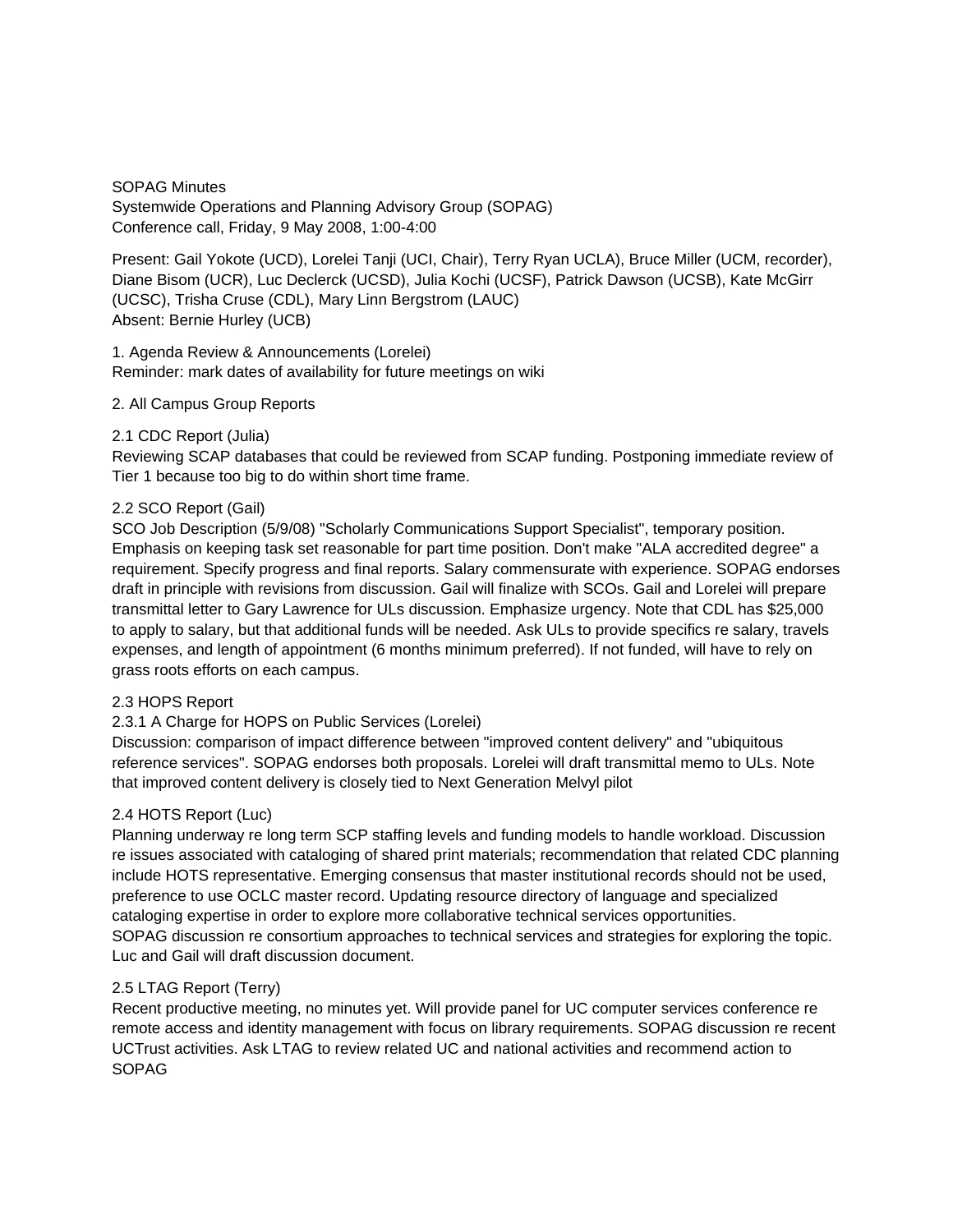SOPAG Minutes
Systemwide Operations and Planning Advisory Group (SOPAG)
Conference call, Friday, 9 May 2008, 1:00-4:00

Present: Gail Yokote (UCD), Lorelei Tanji (UCI, Chair), Terry Ryan UCLA), Bruce Miller (UCM, recorder), Diane Bisom (UCR), Luc Declerck (UCSD), Julia Kochi (UCSF), Patrick Dawson (UCSB), Kate McGirr (UCSC), Trisha Cruse (CDL), Mary Linn Bergstrom (LAUC)
Absent: Bernie Hurley (UCB)

1. Agenda Review & Announcements (Lorelei)
Reminder: mark dates of availability for future meetings on wiki

2. All Campus Group Reports

2.1 CDC Report (Julia)
Reviewing SCAP databases that could be reviewed from SCAP funding. Postponing immediate review of Tier 1 because too big to do within short time frame.

2.2 SCO Report (Gail)
SCO Job Description (5/9/08) "Scholarly Communications Support Specialist", temporary position. Emphasis on keeping task set reasonable for part time position. Don't make "ALA accredited degree" a requirement. Specify progress and final reports. Salary commensurate with experience. SOPAG endorses draft in principle with revisions from discussion. Gail will finalize with SCOs. Gail and Lorelei will prepare transmittal letter to Gary Lawrence for ULs discussion. Emphasize urgency. Note that CDL has $25,000 to apply to salary, but that additional funds will be needed. Ask ULs to provide specifics re salary, travels expenses, and length of appointment (6 months minimum preferred). If not funded, will have to rely on grass roots efforts on each campus.

2.3 HOPS Report
2.3.1 A Charge for HOPS on Public Services (Lorelei)
Discussion: comparison of impact difference between "improved content delivery" and "ubiquitous reference services". SOPAG endorses both proposals. Lorelei will draft transmittal memo to ULs. Note that improved content delivery is closely tied to Next Generation Melvyl pilot

2.4 HOTS Report (Luc)
Planning underway re long term SCP staffing levels and funding models to handle workload. Discussion re issues associated with cataloging of shared print materials; recommendation that related CDC planning include HOTS representative. Emerging consensus that master institutional records should not be used, preference to use OCLC master record. Updating resource directory of language and specialized cataloging expertise in order to explore more collaborative technical services opportunities.
SOPAG discussion re consortium approaches to technical services and strategies for exploring the topic. Luc and Gail will draft discussion document.

2.5 LTAG Report (Terry)
Recent productive meeting, no minutes yet. Will provide panel for UC computer services conference re remote access and identity management with focus on library requirements. SOPAG discussion re recent UCTrust activities. Ask LTAG to review related UC and national activities and recommend action to SOPAG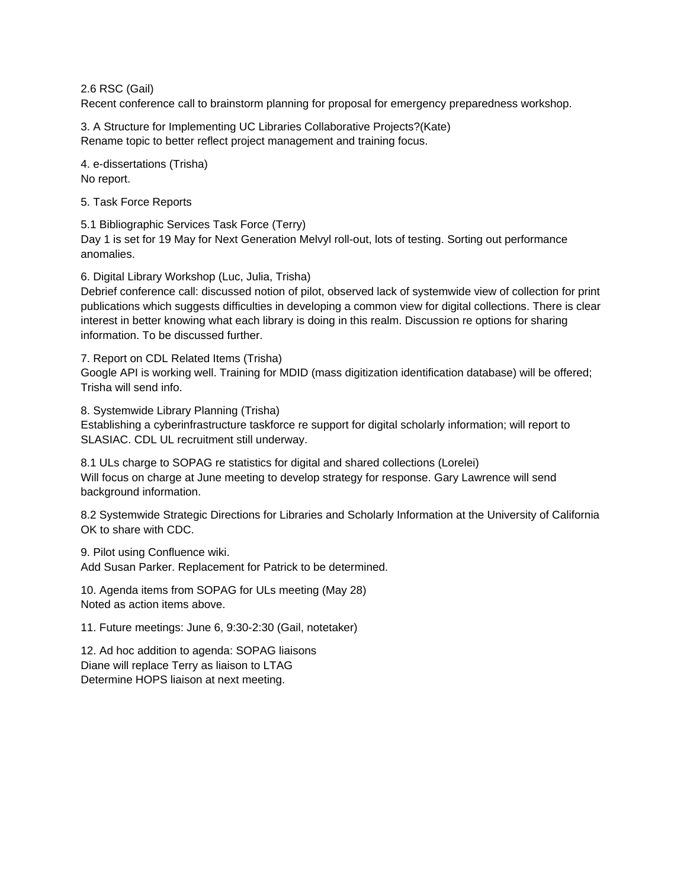2.6 RSC (Gail)
Recent conference call to brainstorm planning for proposal for emergency preparedness workshop.

3. A Structure for Implementing UC Libraries Collaborative Projects?(Kate)
Rename topic to better reflect project management and training focus.

4. e-dissertations (Trisha)
No report.

5. Task Force Reports

5.1 Bibliographic Services Task Force (Terry)
Day 1 is set for 19 May for Next Generation Melvyl roll-out, lots of testing. Sorting out performance anomalies.

6. Digital Library Workshop (Luc, Julia, Trisha)
Debrief conference call: discussed notion of pilot, observed lack of systemwide view of collection for print publications which suggests difficulties in developing a common view for digital collections. There is clear interest in better knowing what each library is doing in this realm. Discussion re options for sharing information. To be discussed further.

7. Report on CDL Related Items (Trisha)
Google API is working well. Training for MDID (mass digitization identification database) will be offered; Trisha will send info.

8. Systemwide Library Planning (Trisha)
Establishing a cyberinfrastructure taskforce re support for digital scholarly information; will report to SLASIAC. CDL UL recruitment still underway.

8.1 ULs charge to SOPAG re statistics for digital and shared collections (Lorelei)
Will focus on charge at June meeting to develop strategy for response. Gary Lawrence will send background information.

8.2 Systemwide Strategic Directions for Libraries and Scholarly Information at the University of California
OK to share with CDC.

9. Pilot using Confluence wiki.
Add Susan Parker. Replacement for Patrick to be determined.

10. Agenda items from SOPAG for ULs meeting (May 28)
Noted as action items above.

11. Future meetings: June 6, 9:30-2:30 (Gail, notetaker)

12. Ad hoc addition to agenda: SOPAG liaisons
Diane will replace Terry as liaison to LTAG
Determine HOPS liaison at next meeting.